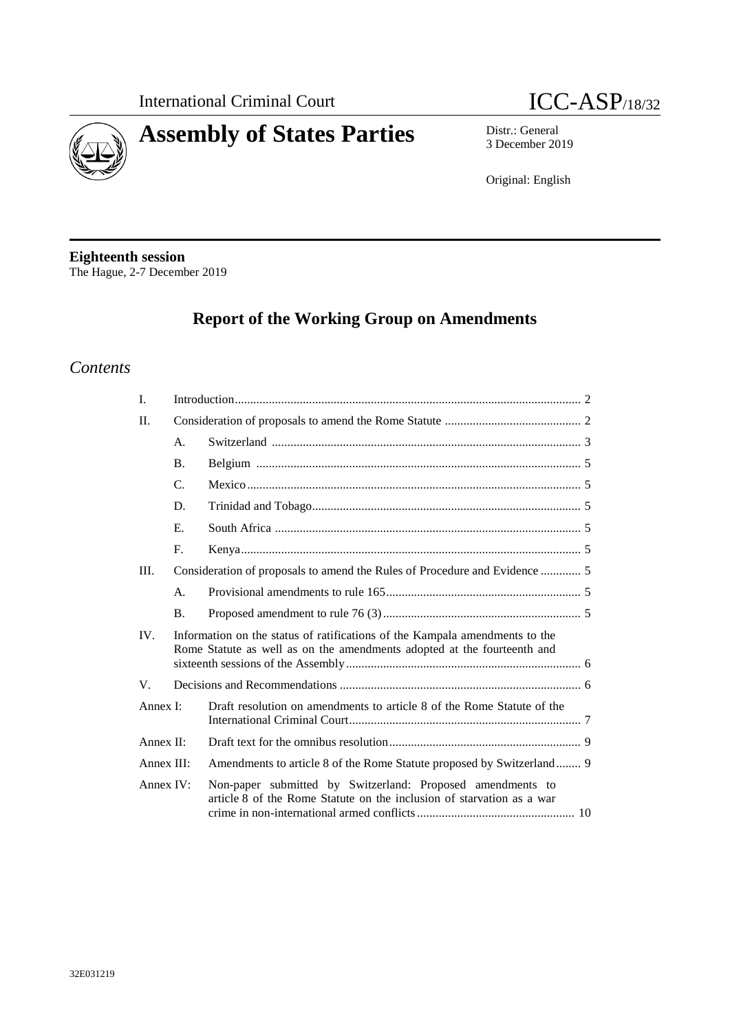International Criminal Court

# Assembly of States Parties

ICC-ASP/18/32

Distr.: General
3 December 2019

Original: English

**Eighteenth session**
The Hague, 2-7 December 2019

## Report of the Working Group on Amendments

### *Contents*

| | | | |
|---|---|---|---|
| I. | | Introduction | 2 |
| II. | | Consideration of proposals to amend the Rome Statute | 2 |
| | A. | Switzerland | 3 |
| | B. | Belgium | 5 |
| | C. | Mexico | 5 |
| | D. | Trinidad and Tobago | 5 |
| | E. | South Africa | 5 |
| | F. | Kenya | 5 |
| III. | | Consideration of proposals to amend the Rules of Procedure and Evidence | 5 |
| | A. | Provisional amendments to rule 165 | 5 |
| | B. | Proposed amendment to rule 76 (3) | 5 |
| IV. | | Information on the status of ratifications of the Kampala amendments to the Rome Statute as well as on the amendments adopted at the fourteenth and sixteenth sessions of the Assembly | 6 |
| V. | | Decisions and Recommendations | 6 |
| Annex I: | | Draft resolution on amendments to article 8 of the Rome Statute of the International Criminal Court | 7 |
| Annex II: | | Draft text for the omnibus resolution | 9 |
| Annex III: | | Amendments to article 8 of the Rome Statute proposed by Switzerland | 9 |
| Annex IV: | | Non-paper submitted by Switzerland: Proposed amendments to article 8 of the Rome Statute on the inclusion of starvation as a war crime in non-international armed conflicts | 10 |

32E031219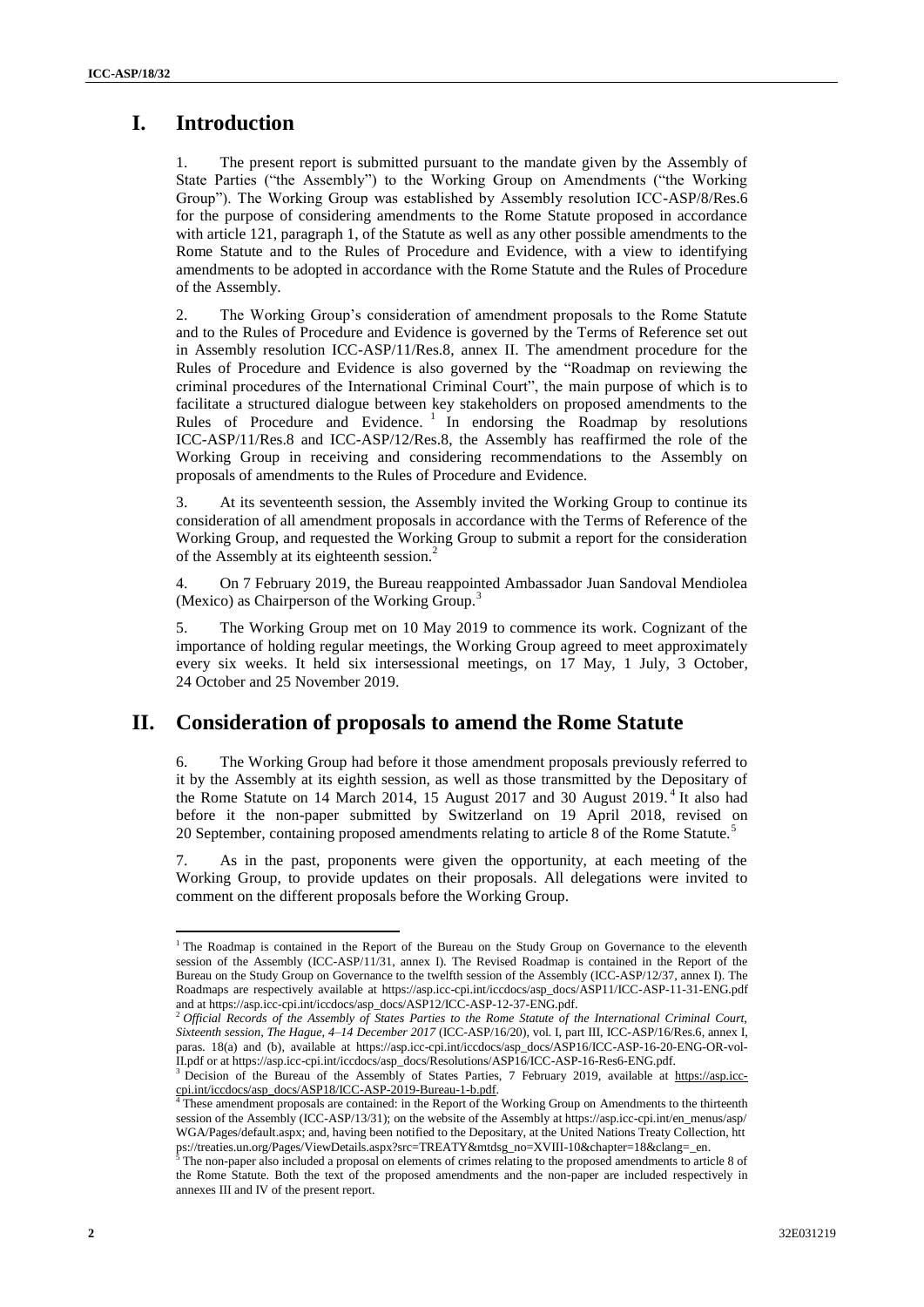# I. Introduction

1. The present report is submitted pursuant to the mandate given by the Assembly of State Parties ("the Assembly") to the Working Group on Amendments ("the Working Group"). The Working Group was established by Assembly resolution ICC-ASP/8/Res.6 for the purpose of considering amendments to the Rome Statute proposed in accordance with article 121, paragraph 1, of the Statute as well as any other possible amendments to the Rome Statute and to the Rules of Procedure and Evidence, with a view to identifying amendments to be adopted in accordance with the Rome Statute and the Rules of Procedure of the Assembly.

2. The Working Group's consideration of amendment proposals to the Rome Statute and to the Rules of Procedure and Evidence is governed by the Terms of Reference set out in Assembly resolution ICC-ASP/11/Res.8, annex II. The amendment procedure for the Rules of Procedure and Evidence is also governed by the "Roadmap on reviewing the criminal procedures of the International Criminal Court", the main purpose of which is to facilitate a structured dialogue between key stakeholders on proposed amendments to the Rules of Procedure and Evidence. [1] In endorsing the Roadmap by resolutions ICC-ASP/11/Res.8 and ICC-ASP/12/Res.8, the Assembly has reaffirmed the role of the Working Group in receiving and considering recommendations to the Assembly on proposals of amendments to the Rules of Procedure and Evidence.

3. At its seventeenth session, the Assembly invited the Working Group to continue its consideration of all amendment proposals in accordance with the Terms of Reference of the Working Group, and requested the Working Group to submit a report for the consideration of the Assembly at its eighteenth session.[2]

4. On 7 February 2019, the Bureau reappointed Ambassador Juan Sandoval Mendiolea (Mexico) as Chairperson of the Working Group.[3]

5. The Working Group met on 10 May 2019 to commence its work. Cognizant of the importance of holding regular meetings, the Working Group agreed to meet approximately every six weeks. It held six intersessional meetings, on 17 May, 1 July, 3 October, 24 October and 25 November 2019.

# II. Consideration of proposals to amend the Rome Statute

6. The Working Group had before it those amendment proposals previously referred to it by the Assembly at its eighth session, as well as those transmitted by the Depositary of the Rome Statute on 14 March 2014, 15 August 2017 and 30 August 2019.[4] It also had before it the non-paper submitted by Switzerland on 19 April 2018, revised on 20 September, containing proposed amendments relating to article 8 of the Rome Statute.[5]

7. As in the past, proponents were given the opportunity, at each meeting of the Working Group, to provide updates on their proposals. All delegations were invited to comment on the different proposals before the Working Group.

---

[1] The Roadmap is contained in the Report of the Bureau on the Study Group on Governance to the eleventh session of the Assembly (ICC-ASP/11/31, annex I). The Revised Roadmap is contained in the Report of the Bureau on the Study Group on Governance to the twelfth session of the Assembly (ICC-ASP/12/37, annex I). The Roadmaps are respectively available at https://asp.icc-cpi.int/iccdocs/asp_docs/ASP11/ICC-ASP-11-31-ENG.pdf and at https://asp.icc-cpi.int/iccdocs/asp_docs/ASP12/ICC-ASP-12-37-ENG.pdf.

[2] *Official Records of the Assembly of States Parties to the Rome Statute of the International Criminal Court, Sixteenth session, The Hague, 4–14 December 2017* (ICC-ASP/16/20), vol. I, part III, ICC-ASP/16/Res.6, annex I, paras. 18(a) and (b), available at https://asp.icc-cpi.int/iccdocs/asp_docs/ASP16/ICC-ASP-16-20-ENG-OR-vol-II.pdf or at https://asp.icc-cpi.int/iccdocs/asp_docs/Resolutions/ASP16/ICC-ASP-16-Res6-ENG.pdf.

[3] Decision of the Bureau of the Assembly of States Parties, 7 February 2019, available at https://asp.icc-cpi.int/iccdocs/asp_docs/ASP18/ICC-ASP-2019-Bureau-1-b.pdf.

[4] These amendment proposals are contained: in the Report of the Working Group on Amendments to the thirteenth session of the Assembly (ICC-ASP/13/31); on the website of the Assembly at https://asp.icc-cpi.int/en_menus/asp/WGA/Pages/default.aspx; and, having been notified to the Depositary, at the United Nations Treaty Collection, https://treaties.un.org/Pages/ViewDetails.aspx?src=TREATY&mtdsg_no=XVIII-10&chapter=18&clang=_en.

[5] The non-paper also included a proposal on elements of crimes relating to the proposed amendments to article 8 of the Rome Statute. Both the text of the proposed amendments and the non-paper are included respectively in annexes III and IV of the present report.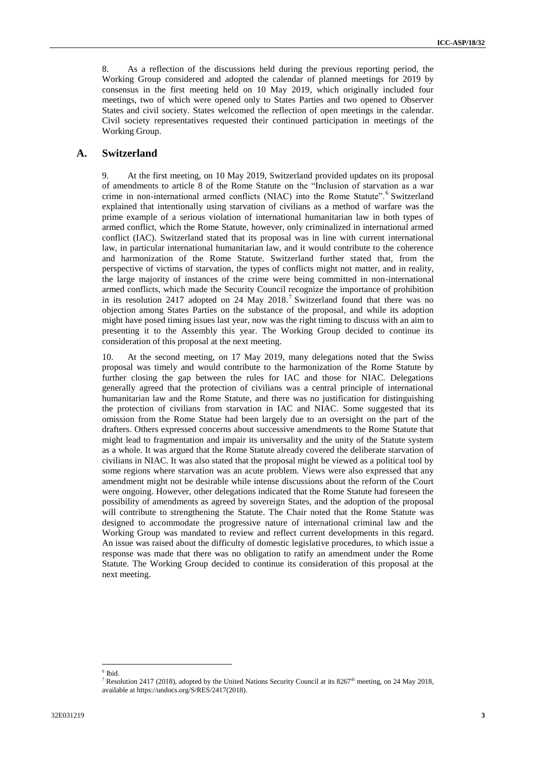8. As a reflection of the discussions held during the previous reporting period, the Working Group considered and adopted the calendar of planned meetings for 2019 by consensus in the first meeting held on 10 May 2019, which originally included four meetings, two of which were opened only to States Parties and two opened to Observer States and civil society. States welcomed the reflection of open meetings in the calendar. Civil society representatives requested their continued participation in meetings of the Working Group.

## A. Switzerland

9. At the first meeting, on 10 May 2019, Switzerland provided updates on its proposal of amendments to article 8 of the Rome Statute on the "Inclusion of starvation as a war crime in non-international armed conflicts (NIAC) into the Rome Statute".[6] Switzerland explained that intentionally using starvation of civilians as a method of warfare was the prime example of a serious violation of international humanitarian law in both types of armed conflict, which the Rome Statute, however, only criminalized in international armed conflict (IAC). Switzerland stated that its proposal was in line with current international law, in particular international humanitarian law, and it would contribute to the coherence and harmonization of the Rome Statute. Switzerland further stated that, from the perspective of victims of starvation, the types of conflicts might not matter, and in reality, the large majority of instances of the crime were being committed in non-international armed conflicts, which made the Security Council recognize the importance of prohibition in its resolution 2417 adopted on 24 May 2018.[7] Switzerland found that there was no objection among States Parties on the substance of the proposal, and while its adoption might have posed timing issues last year, now was the right timing to discuss with an aim to presenting it to the Assembly this year. The Working Group decided to continue its consideration of this proposal at the next meeting.

10. At the second meeting, on 17 May 2019, many delegations noted that the Swiss proposal was timely and would contribute to the harmonization of the Rome Statute by further closing the gap between the rules for IAC and those for NIAC. Delegations generally agreed that the protection of civilians was a central principle of international humanitarian law and the Rome Statute, and there was no justification for distinguishing the protection of civilians from starvation in IAC and NIAC. Some suggested that its omission from the Rome Statue had been largely due to an oversight on the part of the drafters. Others expressed concerns about successive amendments to the Rome Statute that might lead to fragmentation and impair its universality and the unity of the Statute system as a whole. It was argued that the Rome Statute already covered the deliberate starvation of civilians in NIAC. It was also stated that the proposal might be viewed as a political tool by some regions where starvation was an acute problem. Views were also expressed that any amendment might not be desirable while intense discussions about the reform of the Court were ongoing. However, other delegations indicated that the Rome Statute had foreseen the possibility of amendments as agreed by sovereign States, and the adoption of the proposal will contribute to strengthening the Statute. The Chair noted that the Rome Statute was designed to accommodate the progressive nature of international criminal law and the Working Group was mandated to review and reflect current developments in this regard. An issue was raised about the difficulty of domestic legislative procedures, to which issue a response was made that there was no obligation to ratify an amendment under the Rome Statute. The Working Group decided to continue its consideration of this proposal at the next meeting.

---

[6] Ibid.

[7] Resolution 2417 (2018), adopted by the United Nations Security Council at its 8267th meeting, on 24 May 2018, available at https://undocs.org/S/RES/2417(2018).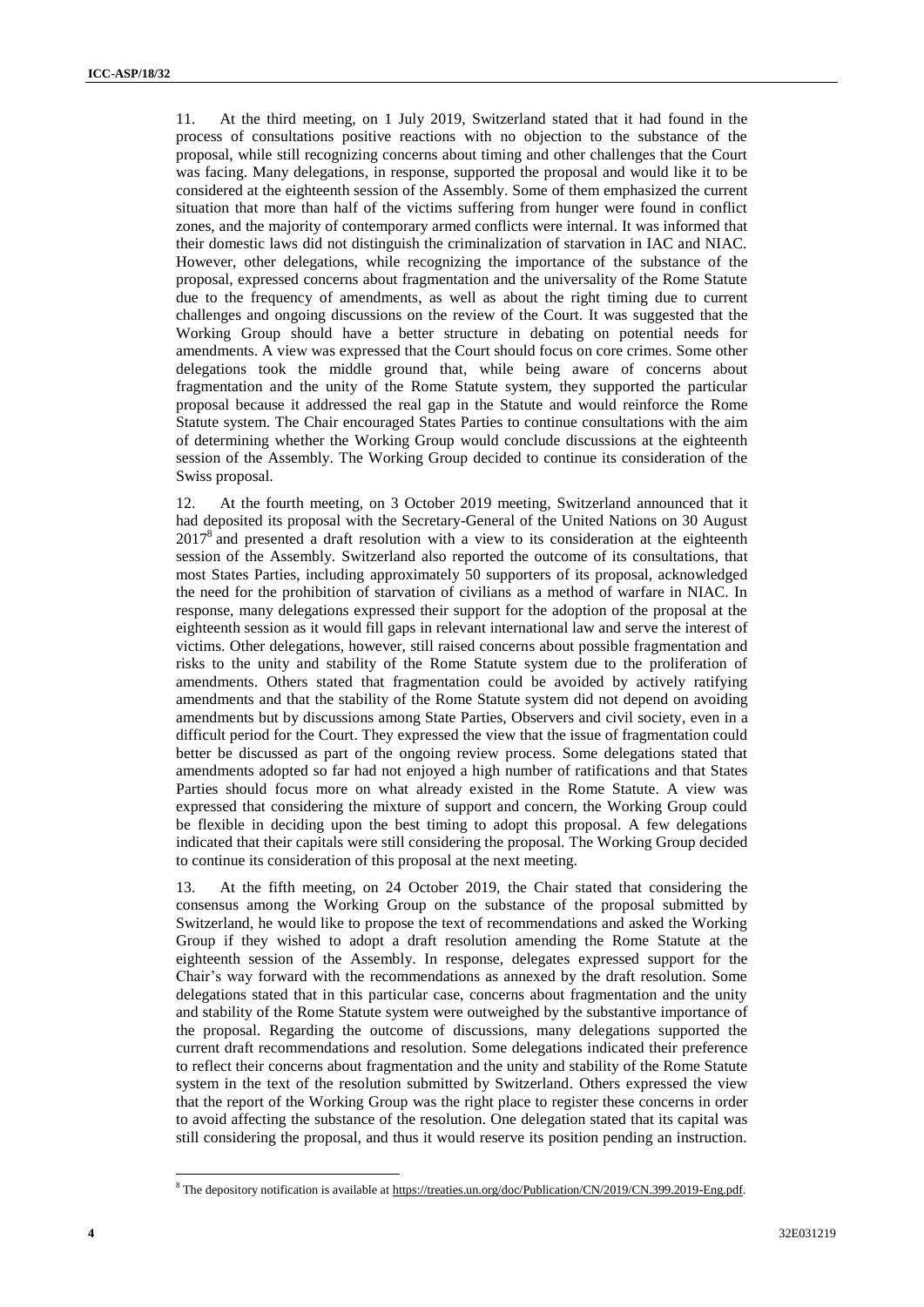11. At the third meeting, on 1 July 2019, Switzerland stated that it had found in the process of consultations positive reactions with no objection to the substance of the proposal, while still recognizing concerns about timing and other challenges that the Court was facing. Many delegations, in response, supported the proposal and would like it to be considered at the eighteenth session of the Assembly. Some of them emphasized the current situation that more than half of the victims suffering from hunger were found in conflict zones, and the majority of contemporary armed conflicts were internal. It was informed that their domestic laws did not distinguish the criminalization of starvation in IAC and NIAC. However, other delegations, while recognizing the importance of the substance of the proposal, expressed concerns about fragmentation and the universality of the Rome Statute due to the frequency of amendments, as well as about the right timing due to current challenges and ongoing discussions on the review of the Court. It was suggested that the Working Group should have a better structure in debating on potential needs for amendments. A view was expressed that the Court should focus on core crimes. Some other delegations took the middle ground that, while being aware of concerns about fragmentation and the unity of the Rome Statute system, they supported the particular proposal because it addressed the real gap in the Statute and would reinforce the Rome Statute system. The Chair encouraged States Parties to continue consultations with the aim of determining whether the Working Group would conclude discussions at the eighteenth session of the Assembly. The Working Group decided to continue its consideration of the Swiss proposal.

12. At the fourth meeting, on 3 October 2019 meeting, Switzerland announced that it had deposited its proposal with the Secretary-General of the United Nations on 30 August 2017[8] and presented a draft resolution with a view to its consideration at the eighteenth session of the Assembly. Switzerland also reported the outcome of its consultations, that most States Parties, including approximately 50 supporters of its proposal, acknowledged the need for the prohibition of starvation of civilians as a method of warfare in NIAC. In response, many delegations expressed their support for the adoption of the proposal at the eighteenth session as it would fill gaps in relevant international law and serve the interest of victims. Other delegations, however, still raised concerns about possible fragmentation and risks to the unity and stability of the Rome Statute system due to the proliferation of amendments. Others stated that fragmentation could be avoided by actively ratifying amendments and that the stability of the Rome Statute system did not depend on avoiding amendments but by discussions among State Parties, Observers and civil society, even in a difficult period for the Court. They expressed the view that the issue of fragmentation could better be discussed as part of the ongoing review process. Some delegations stated that amendments adopted so far had not enjoyed a high number of ratifications and that States Parties should focus more on what already existed in the Rome Statute. A view was expressed that considering the mixture of support and concern, the Working Group could be flexible in deciding upon the best timing to adopt this proposal. A few delegations indicated that their capitals were still considering the proposal. The Working Group decided to continue its consideration of this proposal at the next meeting.

13. At the fifth meeting, on 24 October 2019, the Chair stated that considering the consensus among the Working Group on the substance of the proposal submitted by Switzerland, he would like to propose the text of recommendations and asked the Working Group if they wished to adopt a draft resolution amending the Rome Statute at the eighteenth session of the Assembly. In response, delegates expressed support for the Chair's way forward with the recommendations as annexed by the draft resolution. Some delegations stated that in this particular case, concerns about fragmentation and the unity and stability of the Rome Statute system were outweighed by the substantive importance of the proposal. Regarding the outcome of discussions, many delegations supported the current draft recommendations and resolution. Some delegations indicated their preference to reflect their concerns about fragmentation and the unity and stability of the Rome Statute system in the text of the resolution submitted by Switzerland. Others expressed the view that the report of the Working Group was the right place to register these concerns in order to avoid affecting the substance of the resolution. One delegation stated that its capital was still considering the proposal, and thus it would reserve its position pending an instruction.

[8] The depository notification is available at https://treaties.un.org/doc/Publication/CN/2019/CN.399.2019-Eng.pdf.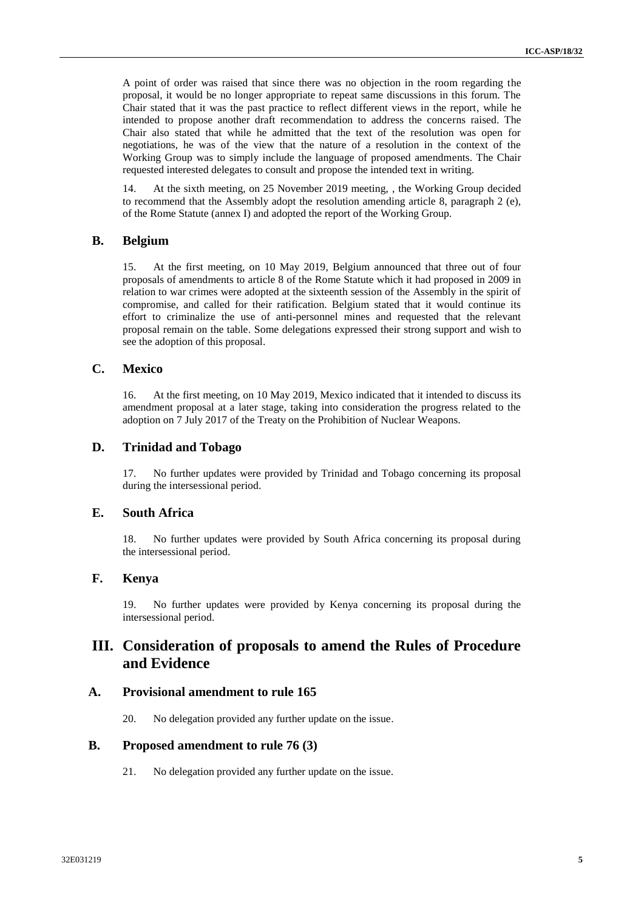A point of order was raised that since there was no objection in the room regarding the proposal, it would be no longer appropriate to repeat same discussions in this forum. The Chair stated that it was the past practice to reflect different views in the report, while he intended to propose another draft recommendation to address the concerns raised. The Chair also stated that while he admitted that the text of the resolution was open for negotiations, he was of the view that the nature of a resolution in the context of the Working Group was to simply include the language of proposed amendments. The Chair requested interested delegates to consult and propose the intended text in writing.

14. At the sixth meeting, on 25 November 2019 meeting, , the Working Group decided to recommend that the Assembly adopt the resolution amending article 8, paragraph 2 (e), of the Rome Statute (annex I) and adopted the report of the Working Group.

## B. Belgium

15. At the first meeting, on 10 May 2019, Belgium announced that three out of four proposals of amendments to article 8 of the Rome Statute which it had proposed in 2009 in relation to war crimes were adopted at the sixteenth session of the Assembly in the spirit of compromise, and called for their ratification. Belgium stated that it would continue its effort to criminalize the use of anti-personnel mines and requested that the relevant proposal remain on the table. Some delegations expressed their strong support and wish to see the adoption of this proposal.

## C. Mexico

16. At the first meeting, on 10 May 2019, Mexico indicated that it intended to discuss its amendment proposal at a later stage, taking into consideration the progress related to the adoption on 7 July 2017 of the Treaty on the Prohibition of Nuclear Weapons.

## D. Trinidad and Tobago

17. No further updates were provided by Trinidad and Tobago concerning its proposal during the intersessional period.

## E. South Africa

18. No further updates were provided by South Africa concerning its proposal during the intersessional period.

## F. Kenya

19. No further updates were provided by Kenya concerning its proposal during the intersessional period.

# III. Consideration of proposals to amend the Rules of Procedure and Evidence

## A. Provisional amendment to rule 165

20. No delegation provided any further update on the issue.

## B. Proposed amendment to rule 76 (3)

21. No delegation provided any further update on the issue.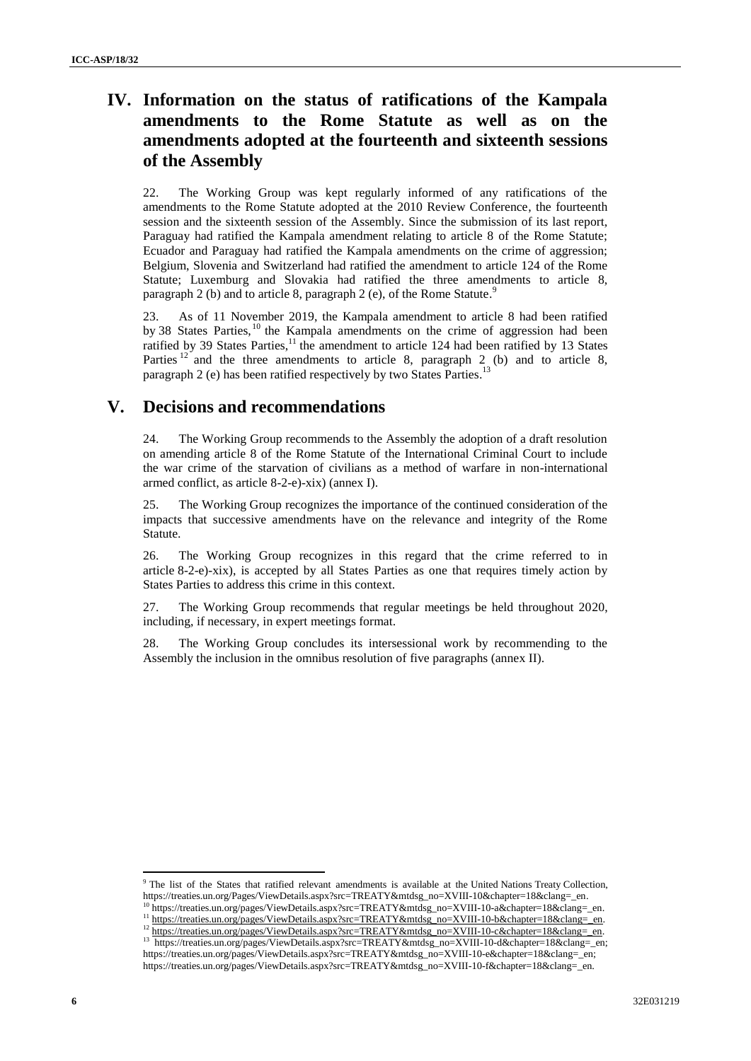# IV. Information on the status of ratifications of the Kampala amendments to the Rome Statute as well as on the amendments adopted at the fourteenth and sixteenth sessions of the Assembly

22. The Working Group was kept regularly informed of any ratifications of the amendments to the Rome Statute adopted at the 2010 Review Conference, the fourteenth session and the sixteenth session of the Assembly. Since the submission of its last report, Paraguay had ratified the Kampala amendment relating to article 8 of the Rome Statute; Ecuador and Paraguay had ratified the Kampala amendments on the crime of aggression; Belgium, Slovenia and Switzerland had ratified the amendment to article 124 of the Rome Statute; Luxemburg and Slovakia had ratified the three amendments to article 8, paragraph 2 (b) and to article 8, paragraph 2 (e), of the Rome Statute.[9]

23. As of 11 November 2019, the Kampala amendment to article 8 had been ratified by 38 States Parties,[10] the Kampala amendments on the crime of aggression had been ratified by 39 States Parties,[11] the amendment to article 124 had been ratified by 13 States Parties[12] and the three amendments to article 8, paragraph 2 (b) and to article 8, paragraph 2 (e) has been ratified respectively by two States Parties.[13]

# V. Decisions and recommendations

24. The Working Group recommends to the Assembly the adoption of a draft resolution on amending article 8 of the Rome Statute of the International Criminal Court to include the war crime of the starvation of civilians as a method of warfare in non-international armed conflict, as article 8-2-e)-xix) (annex I).

25. The Working Group recognizes the importance of the continued consideration of the impacts that successive amendments have on the relevance and integrity of the Rome Statute.

26. The Working Group recognizes in this regard that the crime referred to in article 8-2-e)-xix), is accepted by all States Parties as one that requires timely action by States Parties to address this crime in this context.

27. The Working Group recommends that regular meetings be held throughout 2020, including, if necessary, in expert meetings format.

28. The Working Group concludes its intersessional work by recommending to the Assembly the inclusion in the omnibus resolution of five paragraphs (annex II).

---

[9] The list of the States that ratified relevant amendments is available at the United Nations Treaty Collection, https://treaties.un.org/Pages/ViewDetails.aspx?src=TREATY&mtdsg_no=XVIII-10&chapter=18&clang=_en.

[10] https://treaties.un.org/pages/ViewDetails.aspx?src=TREATY&mtdsg_no=XVIII-10-a&chapter=18&clang=_en.

[11] https://treaties.un.org/pages/ViewDetails.aspx?src=TREATY&mtdsg_no=XVIII-10-b&chapter=18&clang=_en.

[12] https://treaties.un.org/pages/ViewDetails.aspx?src=TREATY&mtdsg_no=XVIII-10-c&chapter=18&clang=_en.

[13] https://treaties.un.org/pages/ViewDetails.aspx?src=TREATY&mtdsg_no=XVIII-10-d&chapter=18&clang=_en; https://treaties.un.org/pages/ViewDetails.aspx?src=TREATY&mtdsg_no=XVIII-10-e&chapter=18&clang=_en; https://treaties.un.org/pages/ViewDetails.aspx?src=TREATY&mtdsg_no=XVIII-10-f&chapter=18&clang=_en.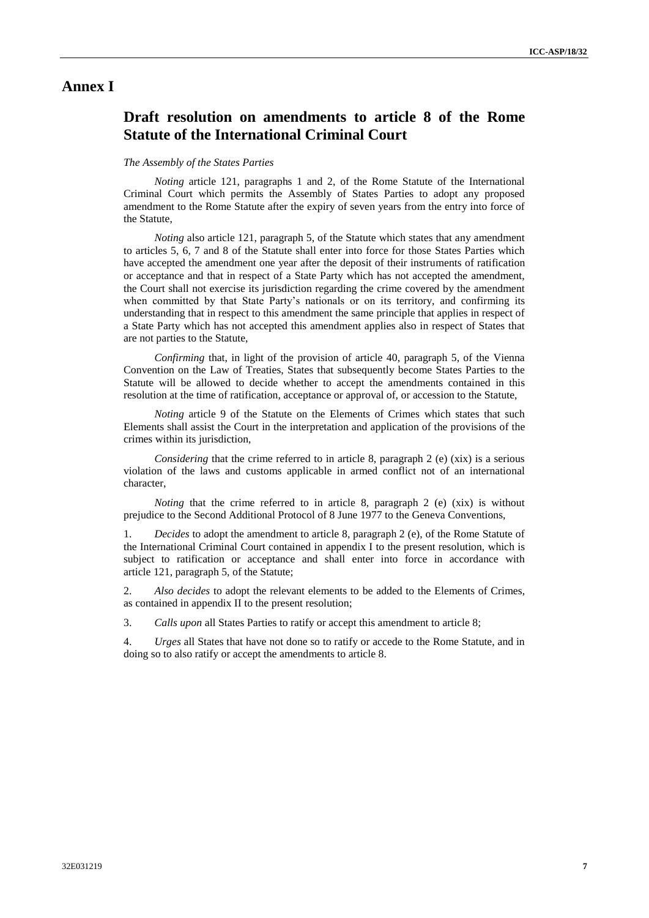# Annex I

## Draft resolution on amendments to article 8 of the Rome Statute of the International Criminal Court

*The Assembly of the States Parties*

*Noting* article 121, paragraphs 1 and 2, of the Rome Statute of the International Criminal Court which permits the Assembly of States Parties to adopt any proposed amendment to the Rome Statute after the expiry of seven years from the entry into force of the Statute,

*Noting* also article 121, paragraph 5, of the Statute which states that any amendment to articles 5, 6, 7 and 8 of the Statute shall enter into force for those States Parties which have accepted the amendment one year after the deposit of their instruments of ratification or acceptance and that in respect of a State Party which has not accepted the amendment, the Court shall not exercise its jurisdiction regarding the crime covered by the amendment when committed by that State Party's nationals or on its territory, and confirming its understanding that in respect to this amendment the same principle that applies in respect of a State Party which has not accepted this amendment applies also in respect of States that are not parties to the Statute,

*Confirming* that, in light of the provision of article 40, paragraph 5, of the Vienna Convention on the Law of Treaties, States that subsequently become States Parties to the Statute will be allowed to decide whether to accept the amendments contained in this resolution at the time of ratification, acceptance or approval of, or accession to the Statute,

*Noting* article 9 of the Statute on the Elements of Crimes which states that such Elements shall assist the Court in the interpretation and application of the provisions of the crimes within its jurisdiction,

*Considering* that the crime referred to in article 8, paragraph 2 (e) (xix) is a serious violation of the laws and customs applicable in armed conflict not of an international character,

*Noting* that the crime referred to in article 8, paragraph 2 (e) (xix) is without prejudice to the Second Additional Protocol of 8 June 1977 to the Geneva Conventions,

1. *Decides* to adopt the amendment to article 8, paragraph 2 (e), of the Rome Statute of the International Criminal Court contained in appendix I to the present resolution, which is subject to ratification or acceptance and shall enter into force in accordance with article 121, paragraph 5, of the Statute;

2. *Also decides* to adopt the relevant elements to be added to the Elements of Crimes, as contained in appendix II to the present resolution;

3. *Calls upon* all States Parties to ratify or accept this amendment to article 8;

4. *Urges* all States that have not done so to ratify or accede to the Rome Statute, and in doing so to also ratify or accept the amendments to article 8.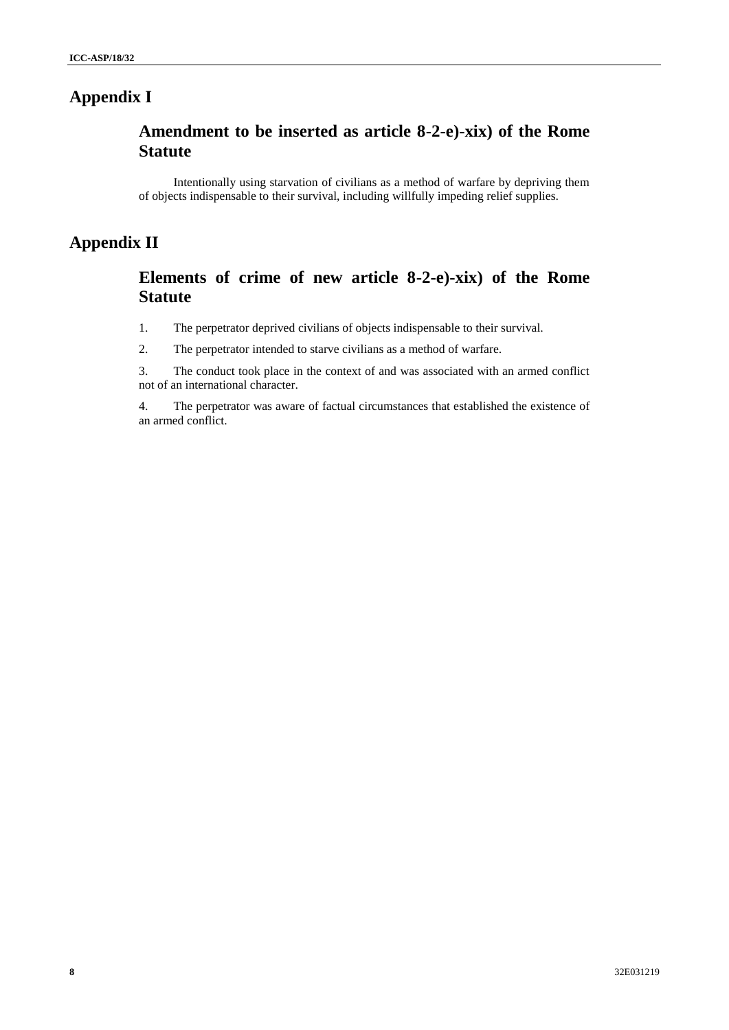# Appendix I

## Amendment to be inserted as article 8-2-e)-xix) of the Rome Statute

Intentionally using starvation of civilians as a method of warfare by depriving them of objects indispensable to their survival, including willfully impeding relief supplies.

# Appendix II

## Elements of crime of new article 8-2-e)-xix) of the Rome Statute

1. The perpetrator deprived civilians of objects indispensable to their survival.

2. The perpetrator intended to starve civilians as a method of warfare.

3. The conduct took place in the context of and was associated with an armed conflict not of an international character.

4. The perpetrator was aware of factual circumstances that established the existence of an armed conflict.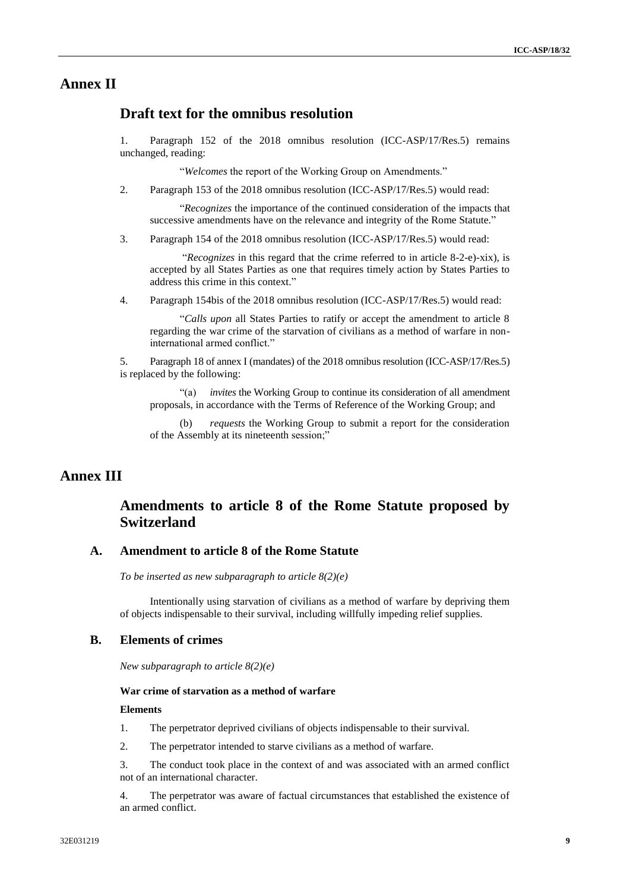# Annex II

## Draft text for the omnibus resolution

1. Paragraph 152 of the 2018 omnibus resolution (ICC-ASP/17/Res.5) remains unchanged, reading:

> "*Welcomes* the report of the Working Group on Amendments."

2. Paragraph 153 of the 2018 omnibus resolution (ICC-ASP/17/Res.5) would read:

> "*Recognizes* the importance of the continued consideration of the impacts that successive amendments have on the relevance and integrity of the Rome Statute."

3. Paragraph 154 of the 2018 omnibus resolution (ICC-ASP/17/Res.5) would read:

> "*Recognizes* in this regard that the crime referred to in article 8-2-e)-xix), is accepted by all States Parties as one that requires timely action by States Parties to address this crime in this context."

4. Paragraph 154bis of the 2018 omnibus resolution (ICC-ASP/17/Res.5) would read:

> "*Calls upon* all States Parties to ratify or accept the amendment to article 8 regarding the war crime of the starvation of civilians as a method of warfare in non-international armed conflict."

5. Paragraph 18 of annex I (mandates) of the 2018 omnibus resolution (ICC-ASP/17/Res.5) is replaced by the following:

> "(a) *invites* the Working Group to continue its consideration of all amendment proposals, in accordance with the Terms of Reference of the Working Group; and
>
> (b) *requests* the Working Group to submit a report for the consideration of the Assembly at its nineteenth session;"

# Annex III

## Amendments to article 8 of the Rome Statute proposed by Switzerland

### A. Amendment to article 8 of the Rome Statute

*To be inserted as new subparagraph to article 8(2)(e)*

Intentionally using starvation of civilians as a method of warfare by depriving them of objects indispensable to their survival, including willfully impeding relief supplies.

### B. Elements of crimes

*New subparagraph to article 8(2)(e)*

**War crime of starvation as a method of warfare**

**Elements**

1. The perpetrator deprived civilians of objects indispensable to their survival.

2. The perpetrator intended to starve civilians as a method of warfare.

3. The conduct took place in the context of and was associated with an armed conflict not of an international character.

4. The perpetrator was aware of factual circumstances that established the existence of an armed conflict.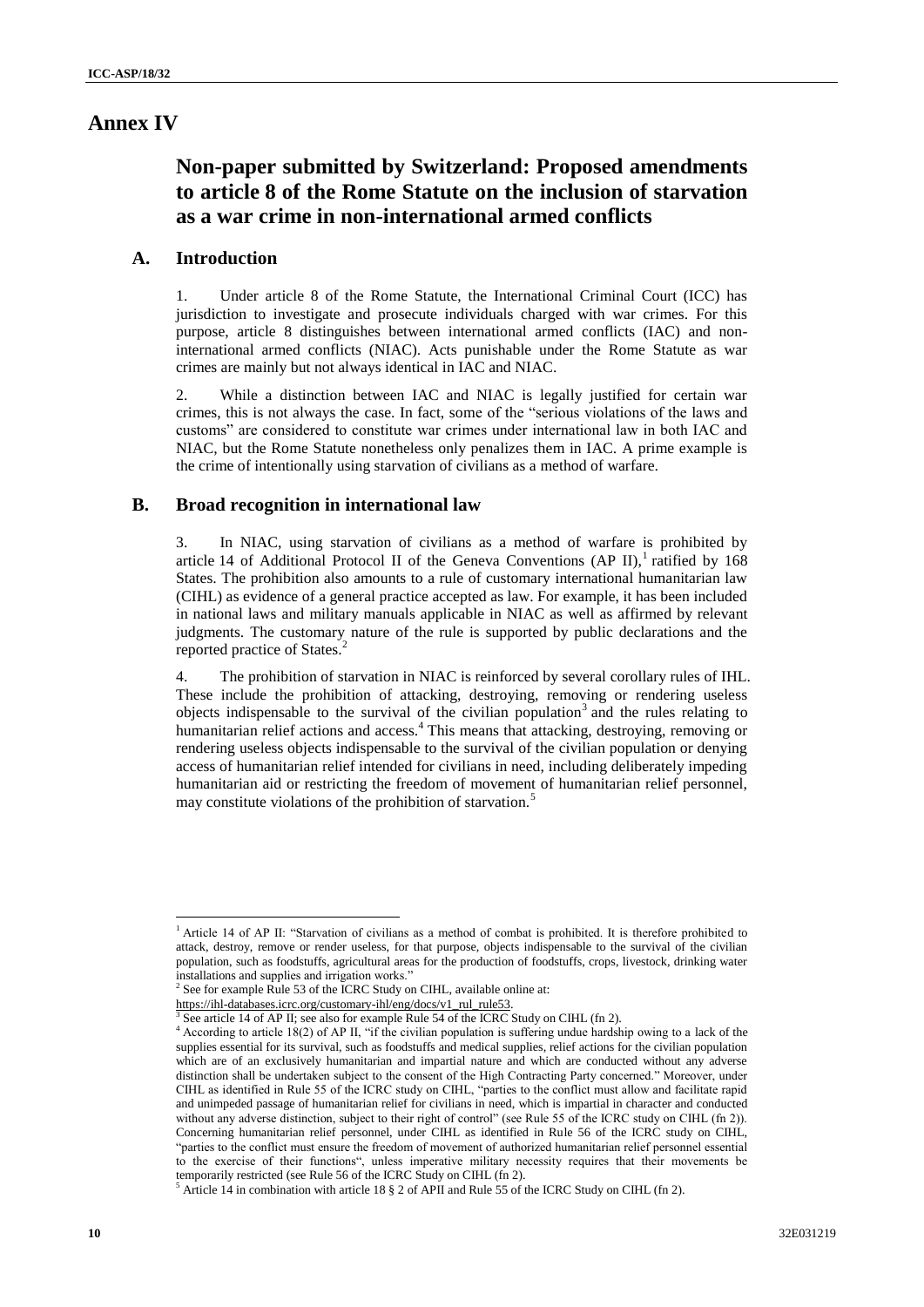# Annex IV

## Non-paper submitted by Switzerland: Proposed amendments to article 8 of the Rome Statute on the inclusion of starvation as a war crime in non-international armed conflicts

### A. Introduction

1. Under article 8 of the Rome Statute, the International Criminal Court (ICC) has jurisdiction to investigate and prosecute individuals charged with war crimes. For this purpose, article 8 distinguishes between international armed conflicts (IAC) and non-international armed conflicts (NIAC). Acts punishable under the Rome Statute as war crimes are mainly but not always identical in IAC and NIAC.

2. While a distinction between IAC and NIAC is legally justified for certain war crimes, this is not always the case. In fact, some of the "serious violations of the laws and customs" are considered to constitute war crimes under international law in both IAC and NIAC, but the Rome Statute nonetheless only penalizes them in IAC. A prime example is the crime of intentionally using starvation of civilians as a method of warfare.

### B. Broad recognition in international law

3. In NIAC, using starvation of civilians as a method of warfare is prohibited by article 14 of Additional Protocol II of the Geneva Conventions (AP II),[1] ratified by 168 States. The prohibition also amounts to a rule of customary international humanitarian law (CIHL) as evidence of a general practice accepted as law. For example, it has been included in national laws and military manuals applicable in NIAC as well as affirmed by relevant judgments. The customary nature of the rule is supported by public declarations and the reported practice of States.[2]

4. The prohibition of starvation in NIAC is reinforced by several corollary rules of IHL. These include the prohibition of attacking, destroying, removing or rendering useless objects indispensable to the survival of the civilian population[3] and the rules relating to humanitarian relief actions and access.[4] This means that attacking, destroying, removing or rendering useless objects indispensable to the survival of the civilian population or denying access of humanitarian relief intended for civilians in need, including deliberately impeding humanitarian aid or restricting the freedom of movement of humanitarian relief personnel, may constitute violations of the prohibition of starvation.[5]

---

[1] Article 14 of AP II: "Starvation of civilians as a method of combat is prohibited. It is therefore prohibited to attack, destroy, remove or render useless, for that purpose, objects indispensable to the survival of the civilian population, such as foodstuffs, agricultural areas for the production of foodstuffs, crops, livestock, drinking water installations and supplies and irrigation works."

[2] See for example Rule 53 of the ICRC Study on CIHL, available online at: https://ihl-databases.icrc.org/customary-ihl/eng/docs/v1_rul_rule53.

[3] See article 14 of AP II; see also for example Rule 54 of the ICRC Study on CIHL (fn 2).

[4] According to article 18(2) of AP II, "if the civilian population is suffering undue hardship owing to a lack of the supplies essential for its survival, such as foodstuffs and medical supplies, relief actions for the civilian population which are of an exclusively humanitarian and impartial nature and which are conducted without any adverse distinction shall be undertaken subject to the consent of the High Contracting Party concerned." Moreover, under CIHL as identified in Rule 55 of the ICRC study on CIHL, "parties to the conflict must allow and facilitate rapid and unimpeded passage of humanitarian relief for civilians in need, which is impartial in character and conducted without any adverse distinction, subject to their right of control" (see Rule 55 of the ICRC study on CIHL (fn 2)). Concerning humanitarian relief personnel, under CIHL as identified in Rule 56 of the ICRC study on CIHL, "parties to the conflict must ensure the freedom of movement of authorized humanitarian relief personnel essential to the exercise of their functions", unless imperative military necessity requires that their movements be temporarily restricted (see Rule 56 of the ICRC Study on CIHL (fn 2).

[5] Article 14 in combination with article 18 § 2 of APII and Rule 55 of the ICRC Study on CIHL (fn 2).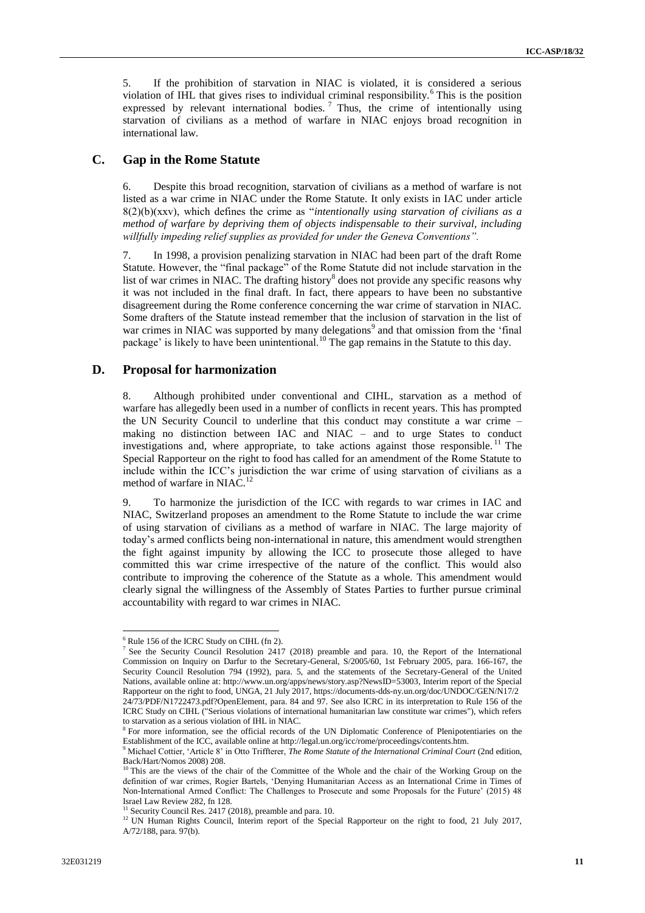5. If the prohibition of starvation in NIAC is violated, it is considered a serious violation of IHL that gives rises to individual criminal responsibility.[6] This is the position expressed by relevant international bodies.[7] Thus, the crime of intentionally using starvation of civilians as a method of warfare in NIAC enjoys broad recognition in international law.

## C. Gap in the Rome Statute

6. Despite this broad recognition, starvation of civilians as a method of warfare is not listed as a war crime in NIAC under the Rome Statute. It only exists in IAC under article 8(2)(b)(xxv), which defines the crime as "*intentionally using starvation of civilians as a method of warfare by depriving them of objects indispensable to their survival, including willfully impeding relief supplies as provided for under the Geneva Conventions".*

7. In 1998, a provision penalizing starvation in NIAC had been part of the draft Rome Statute. However, the "final package" of the Rome Statute did not include starvation in the list of war crimes in NIAC. The drafting history[8] does not provide any specific reasons why it was not included in the final draft. In fact, there appears to have been no substantive disagreement during the Rome conference concerning the war crime of starvation in NIAC. Some drafters of the Statute instead remember that the inclusion of starvation in the list of war crimes in NIAC was supported by many delegations[9] and that omission from the 'final package' is likely to have been unintentional.[10] The gap remains in the Statute to this day.

## D. Proposal for harmonization

8. Although prohibited under conventional and CIHL, starvation as a method of warfare has allegedly been used in a number of conflicts in recent years. This has prompted the UN Security Council to underline that this conduct may constitute a war crime – making no distinction between IAC and NIAC – and to urge States to conduct investigations and, where appropriate, to take actions against those responsible.[11] The Special Rapporteur on the right to food has called for an amendment of the Rome Statute to include within the ICC's jurisdiction the war crime of using starvation of civilians as a method of warfare in NIAC.[12]

9. To harmonize the jurisdiction of the ICC with regards to war crimes in IAC and NIAC, Switzerland proposes an amendment to the Rome Statute to include the war crime of using starvation of civilians as a method of warfare in NIAC. The large majority of today's armed conflicts being non-international in nature, this amendment would strengthen the fight against impunity by allowing the ICC to prosecute those alleged to have committed this war crime irrespective of the nature of the conflict. This would also contribute to improving the coherence of the Statute as a whole. This amendment would clearly signal the willingness of the Assembly of States Parties to further pursue criminal accountability with regard to war crimes in NIAC.

---

[6] Rule 156 of the ICRC Study on CIHL (fn 2).

[7] See the Security Council Resolution 2417 (2018) preamble and para. 10, the Report of the International Commission on Inquiry on Darfur to the Secretary-General, S/2005/60, 1st February 2005, para. 166-167, the Security Council Resolution 794 (1992), para. 5, and the statements of the Secretary-General of the United Nations, available online at: http://www.un.org/apps/news/story.asp?NewsID=53003, Interim report of the Special Rapporteur on the right to food, UNGA, 21 July 2017, https://documents-dds-ny.un.org/doc/UNDOC/GEN/N17/2 24/73/PDF/N1722473.pdf?OpenElement, para. 84 and 97. See also ICRC in its interpretation to Rule 156 of the ICRC Study on CIHL ("Serious violations of international humanitarian law constitute war crimes"), which refers to starvation as a serious violation of IHL in NIAC.

[8] For more information, see the official records of the UN Diplomatic Conference of Plenipotentiaries on the Establishment of the ICC, available online at http://legal.un.org/icc/rome/proceedings/contents.htm.

[9] Michael Cottier, 'Article 8' in Otto Triffterer, *The Rome Statute of the International Criminal Court* (2nd edition, Back/Hart/Nomos 2008) 208.

[10] This are the views of the chair of the Committee of the Whole and the chair of the Working Group on the definition of war crimes, Rogier Bartels, 'Denying Humanitarian Access as an International Crime in Times of Non-International Armed Conflict: The Challenges to Prosecute and some Proposals for the Future' (2015) 48 Israel Law Review 282, fn 128.

[11] Security Council Res. 2417 (2018), preamble and para. 10.

[12] UN Human Rights Council, Interim report of the Special Rapporteur on the right to food, 21 July 2017, A/72/188, para. 97(b).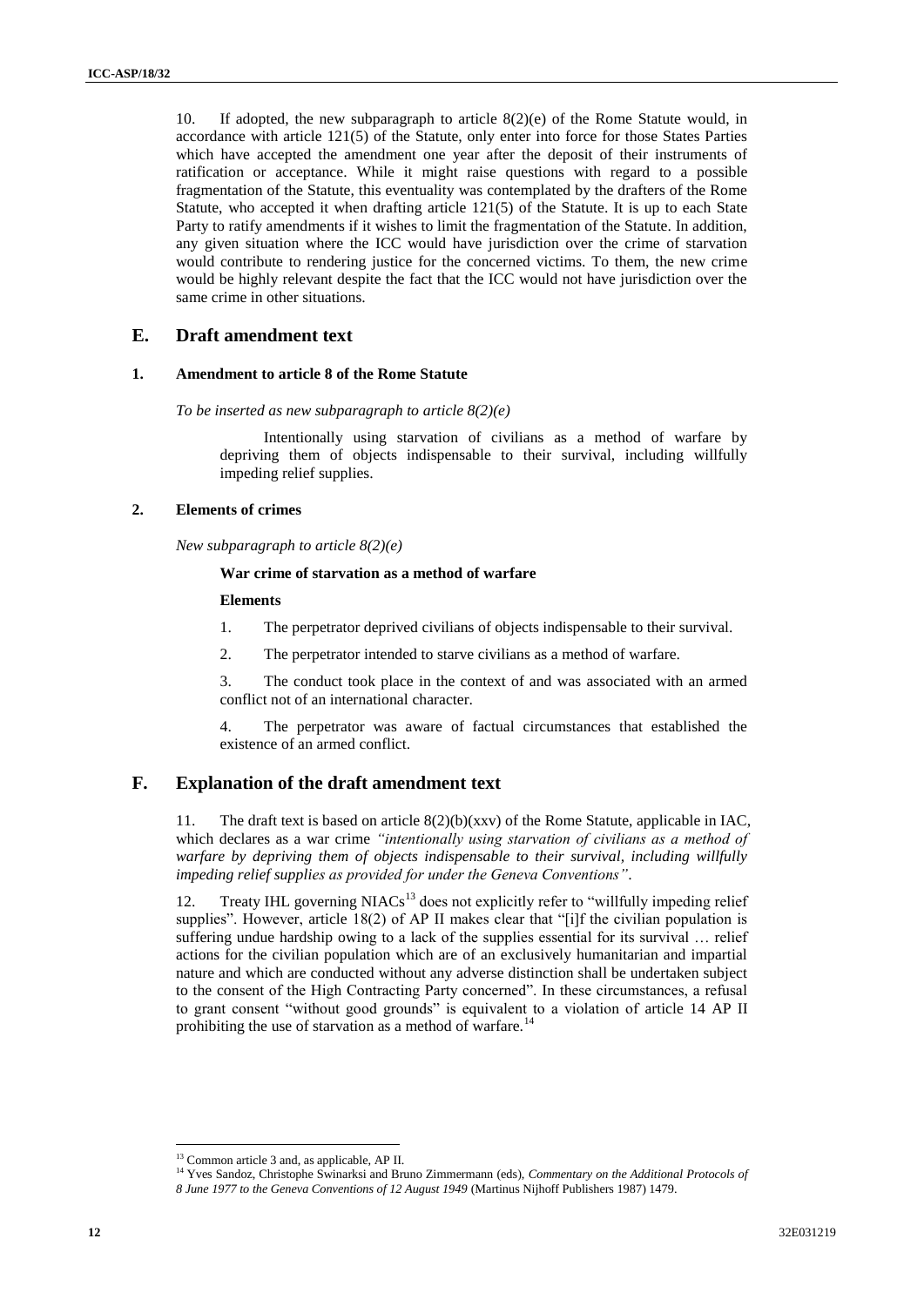10. If adopted, the new subparagraph to article 8(2)(e) of the Rome Statute would, in accordance with article 121(5) of the Statute, only enter into force for those States Parties which have accepted the amendment one year after the deposit of their instruments of ratification or acceptance. While it might raise questions with regard to a possible fragmentation of the Statute, this eventuality was contemplated by the drafters of the Rome Statute, who accepted it when drafting article 121(5) of the Statute. It is up to each State Party to ratify amendments if it wishes to limit the fragmentation of the Statute. In addition, any given situation where the ICC would have jurisdiction over the crime of starvation would contribute to rendering justice for the concerned victims. To them, the new crime would be highly relevant despite the fact that the ICC would not have jurisdiction over the same crime in other situations.

## E. Draft amendment text

### 1. Amendment to article 8 of the Rome Statute

*To be inserted as new subparagraph to article 8(2)(e)*

Intentionally using starvation of civilians as a method of warfare by depriving them of objects indispensable to their survival, including willfully impeding relief supplies.

### 2. Elements of crimes

*New subparagraph to article 8(2)(e)*

**War crime of starvation as a method of warfare**

**Elements**

1. The perpetrator deprived civilians of objects indispensable to their survival.

2. The perpetrator intended to starve civilians as a method of warfare.

3. The conduct took place in the context of and was associated with an armed conflict not of an international character.

4. The perpetrator was aware of factual circumstances that established the existence of an armed conflict.

## F. Explanation of the draft amendment text

11. The draft text is based on article 8(2)(b)(xxv) of the Rome Statute, applicable in IAC, which declares as a war crime *"intentionally using starvation of civilians as a method of warfare by depriving them of objects indispensable to their survival, including willfully impeding relief supplies as provided for under the Geneva Conventions"*.

12. Treaty IHL governing NIACs[13] does not explicitly refer to "willfully impeding relief supplies". However, article 18(2) of AP II makes clear that "[i]f the civilian population is suffering undue hardship owing to a lack of the supplies essential for its survival … relief actions for the civilian population which are of an exclusively humanitarian and impartial nature and which are conducted without any adverse distinction shall be undertaken subject to the consent of the High Contracting Party concerned". In these circumstances, a refusal to grant consent "without good grounds" is equivalent to a violation of article 14 AP II prohibiting the use of starvation as a method of warfare.[14]

---

[13] Common article 3 and, as applicable, AP II.

[14] Yves Sandoz, Christophe Swinarksi and Bruno Zimmermann (eds), *Commentary on the Additional Protocols of 8 June 1977 to the Geneva Conventions of 12 August 1949* (Martinus Nijhoff Publishers 1987) 1479.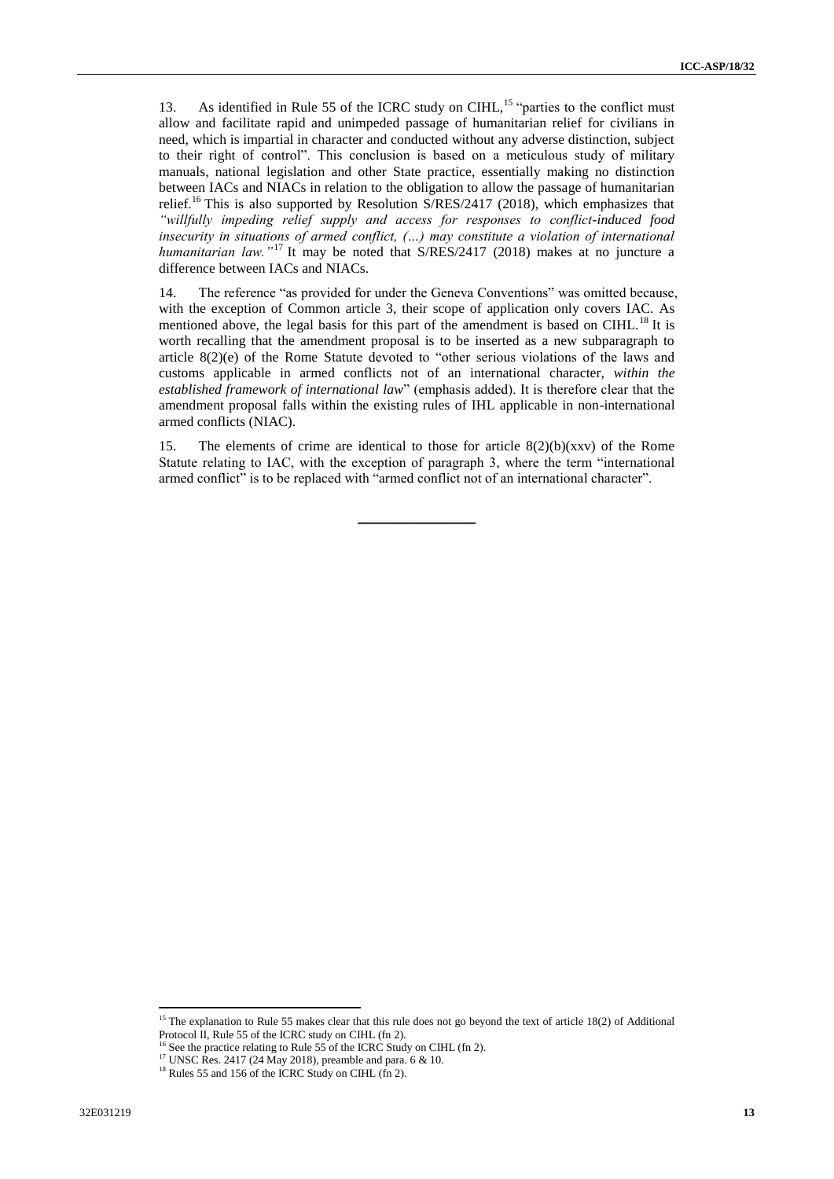13. As identified in Rule 55 of the ICRC study on CIHL,[15] "parties to the conflict must allow and facilitate rapid and unimpeded passage of humanitarian relief for civilians in need, which is impartial in character and conducted without any adverse distinction, subject to their right of control". This conclusion is based on a meticulous study of military manuals, national legislation and other State practice, essentially making no distinction between IACs and NIACs in relation to the obligation to allow the passage of humanitarian relief.[16] This is also supported by Resolution S/RES/2417 (2018), which emphasizes that *"willfully impeding relief supply and access for responses to conflict-induced food insecurity in situations of armed conflict, (…) may constitute a violation of international humanitarian law."*[17] It may be noted that S/RES/2417 (2018) makes at no juncture a difference between IACs and NIACs.

14. The reference "as provided for under the Geneva Conventions" was omitted because, with the exception of Common article 3, their scope of application only covers IAC. As mentioned above, the legal basis for this part of the amendment is based on CIHL.[18] It is worth recalling that the amendment proposal is to be inserted as a new subparagraph to article 8(2)(e) of the Rome Statute devoted to "other serious violations of the laws and customs applicable in armed conflicts not of an international character, *within the established framework of international law*" (emphasis added). It is therefore clear that the amendment proposal falls within the existing rules of IHL applicable in non-international armed conflicts (NIAC).

15. The elements of crime are identical to those for article 8(2)(b)(xxv) of the Rome Statute relating to IAC, with the exception of paragraph 3, where the term "international armed conflict" is to be replaced with "armed conflict not of an international character".

---

[15] The explanation to Rule 55 makes clear that this rule does not go beyond the text of article 18(2) of Additional Protocol II, Rule 55 of the ICRC study on CIHL (fn 2).

[16] See the practice relating to Rule 55 of the ICRC Study on CIHL (fn 2).

[17] UNSC Res. 2417 (24 May 2018), preamble and para. 6 & 10.

[18] Rules 55 and 156 of the ICRC Study on CIHL (fn 2).